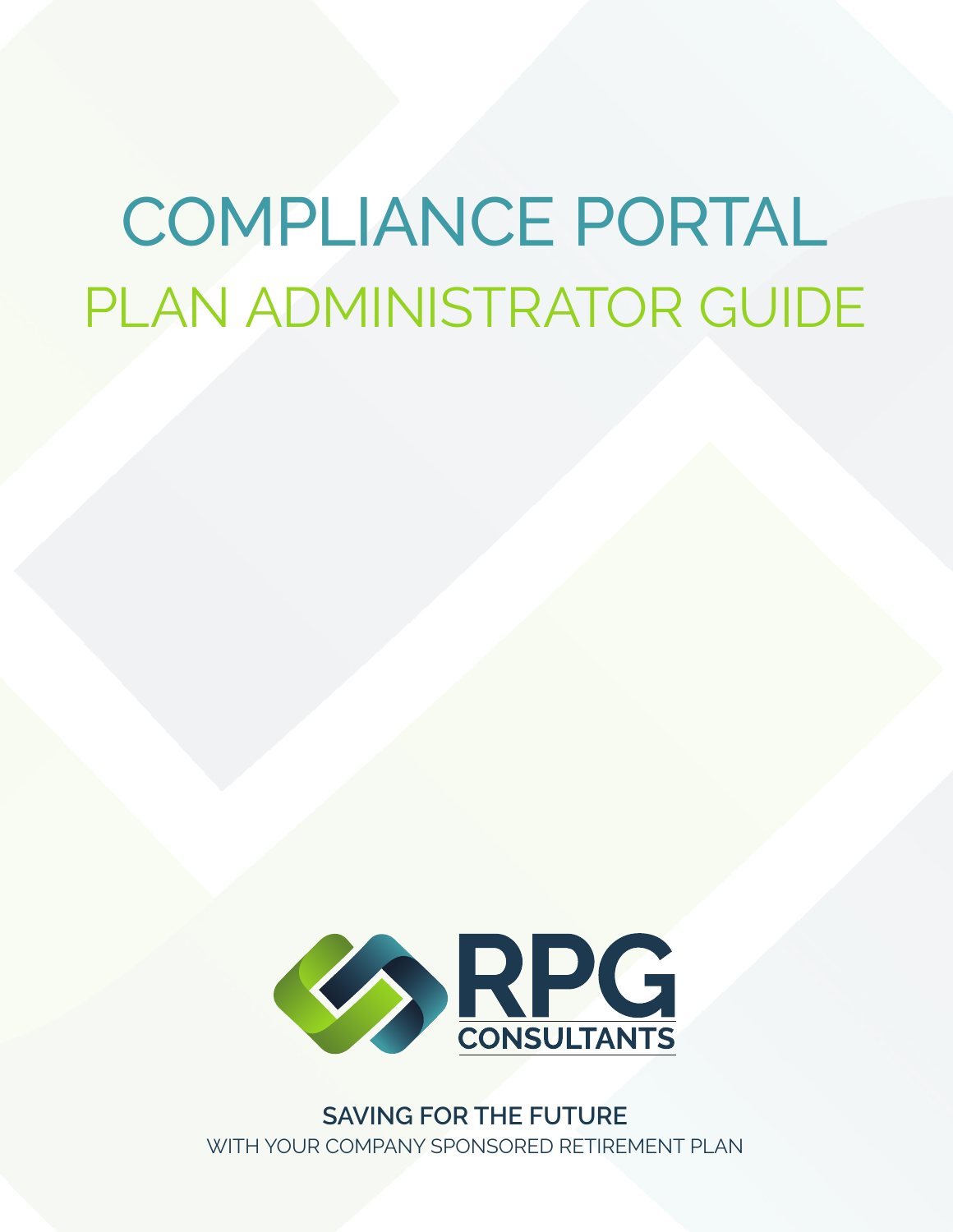# COMPLIANCE PORTAL

## PLAN ADMINISTRATOR GUIDE

RPG CONSULTANTS

**SAVING FOR THE FUTURE**

WITH YOUR COMPANY SPONSORED RETIREMENT PLAN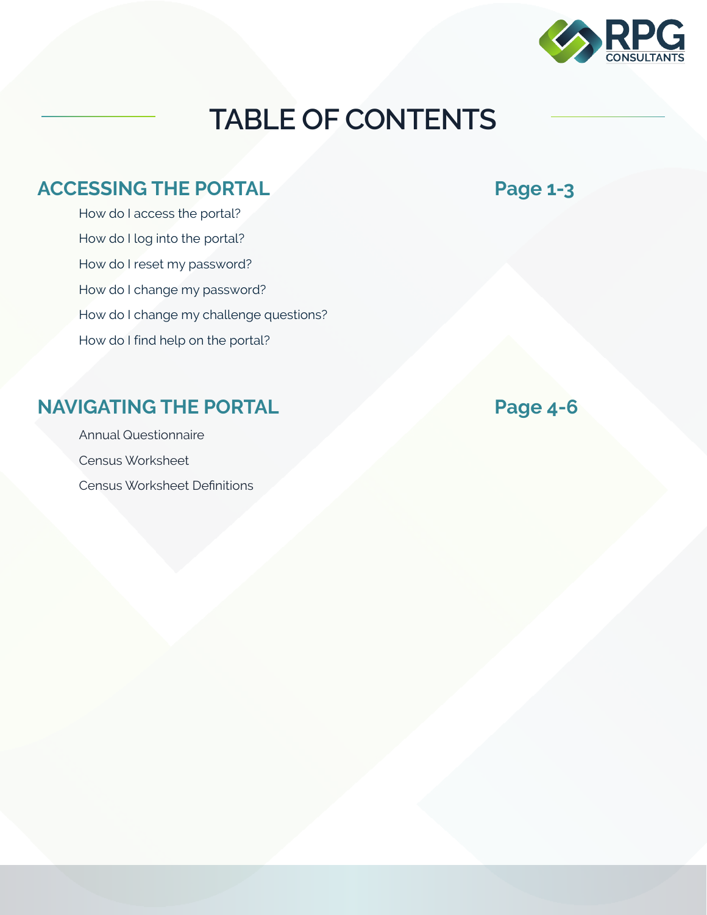# TABLE OF CONTENTS

## ACCESSING THE PORTAL — Page 1-3

- How do I access the portal?
- How do I log into the portal?
- How do I reset my password?
- How do I change my password?
- How do I change my challenge questions?
- How do I find help on the portal?

## NAVIGATING THE PORTAL — Page 4-6

- Annual Questionnaire
- Census Worksheet
- Census Worksheet Definitions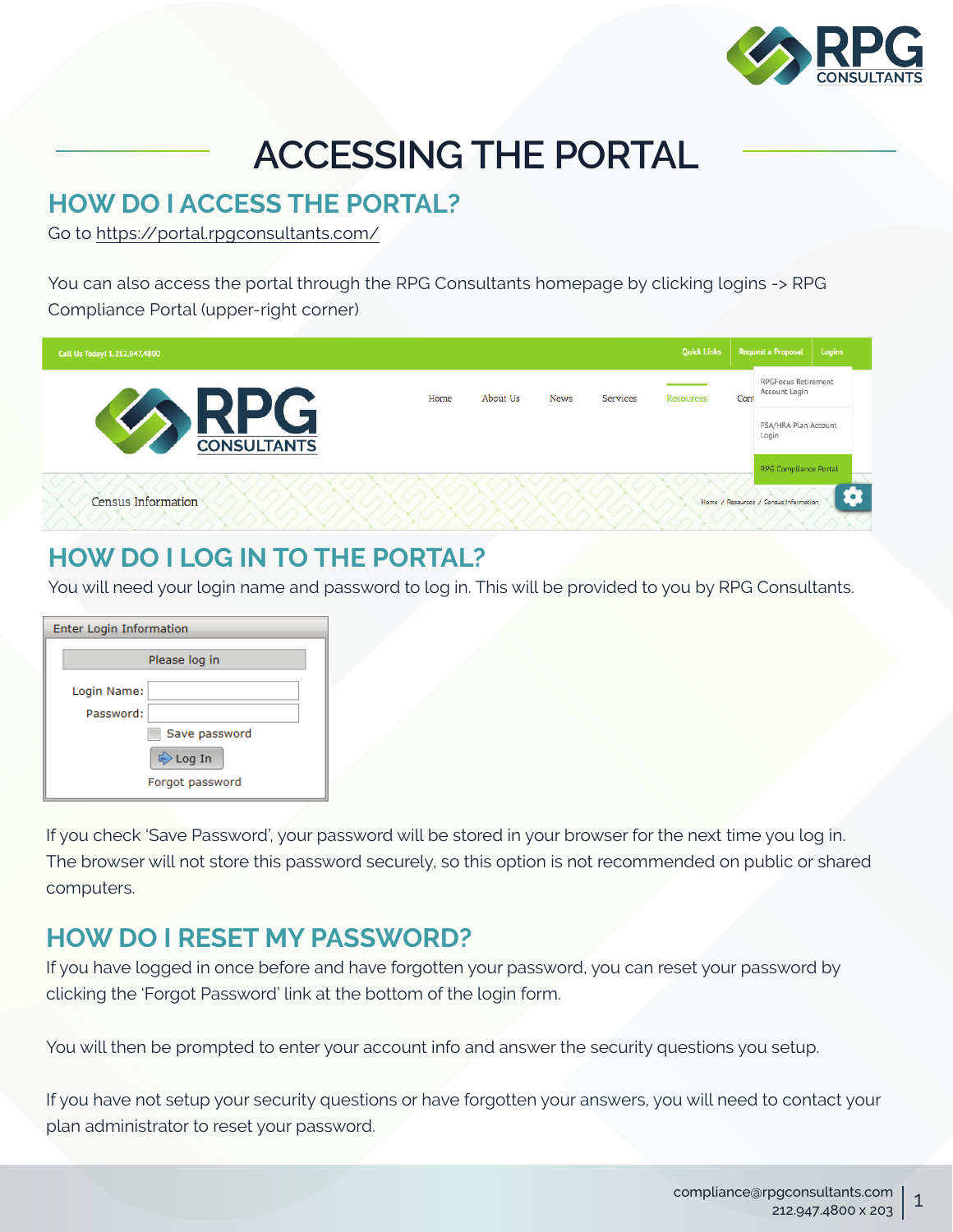# ACCESSING THE PORTAL

## HOW DO I ACCESS THE PORTAL?

Go to https://portal.rpgconsultants.com/

You can also access the portal through the RPG Consultants homepage by clicking logins -> RPG Compliance Portal (upper-right corner)

## HOW DO I LOG IN TO THE PORTAL?

You will need your login name and password to log in. This will be provided to you by RPG Consultants.

If you check 'Save Password', your password will be stored in your browser for the next time you log in. The browser will not store this password securely, so this option is not recommended on public or shared computers.

## HOW DO I RESET MY PASSWORD?

If you have logged in once before and have forgotten your password, you can reset your password by clicking the 'Forgot Password' link at the bottom of the login form.

You will then be prompted to enter your account info and answer the security questions you setup.

If you have not setup your security questions or have forgotten your answers, you will need to contact your plan administrator to reset your password.

compliance@rpgconsultants.com
212.947.4800 x 203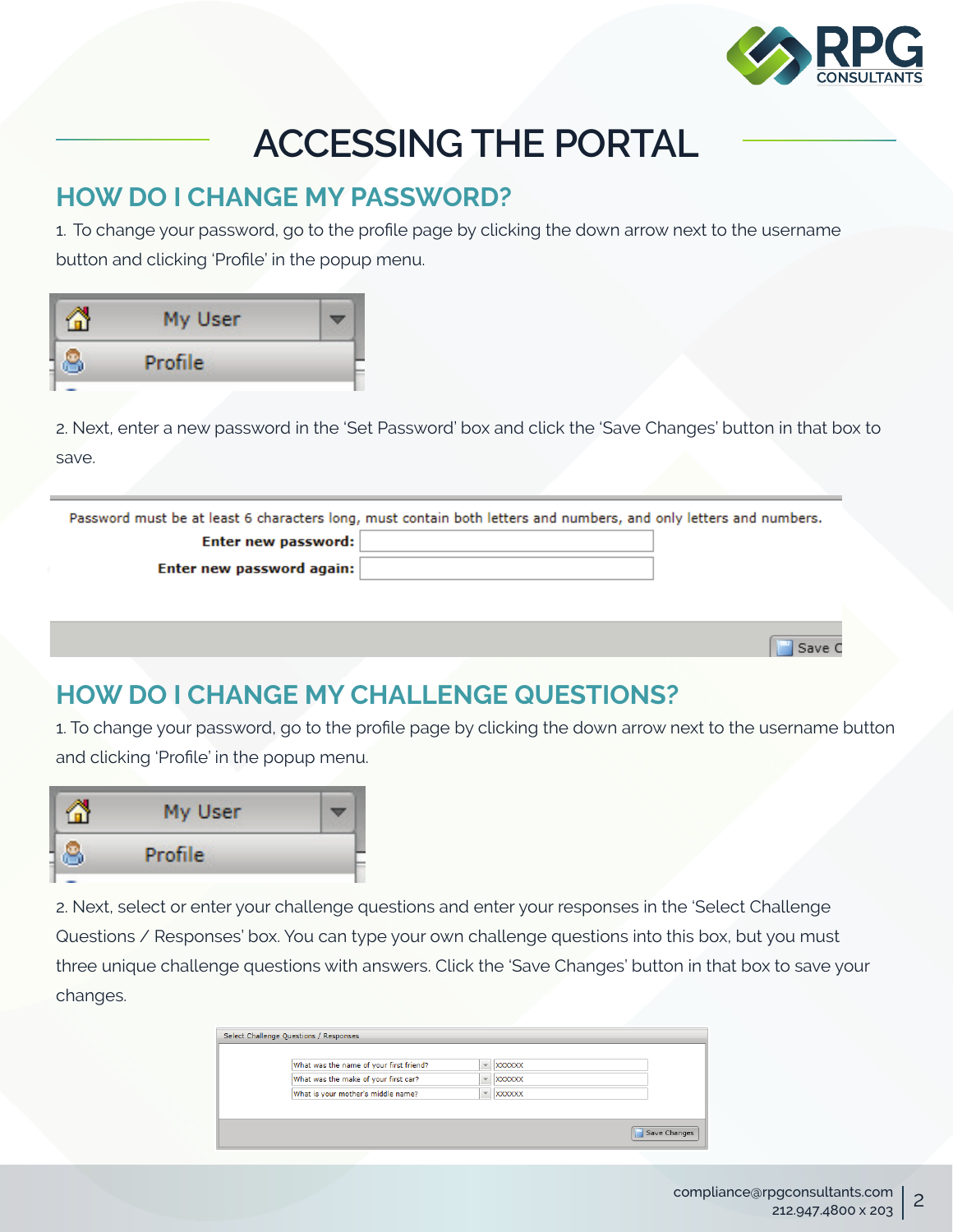# ACCESSING THE PORTAL

## HOW DO I CHANGE MY PASSWORD?

1. To change your password, go to the profile page by clicking the down arrow next to the username button and clicking 'Profile' in the popup menu.

2. Next, enter a new password in the 'Set Password' box and click the 'Save Changes' button in that box to save.

## HOW DO I CHANGE MY CHALLENGE QUESTIONS?

1. To change your password, go to the profile page by clicking the down arrow next to the username button and clicking 'Profile' in the popup menu.

2. Next, select or enter your challenge questions and enter your responses in the 'Select Challenge Questions / Responses' box. You can type your own challenge questions into this box, but you must three unique challenge questions with answers. Click the 'Save Changes' button in that box to save your changes.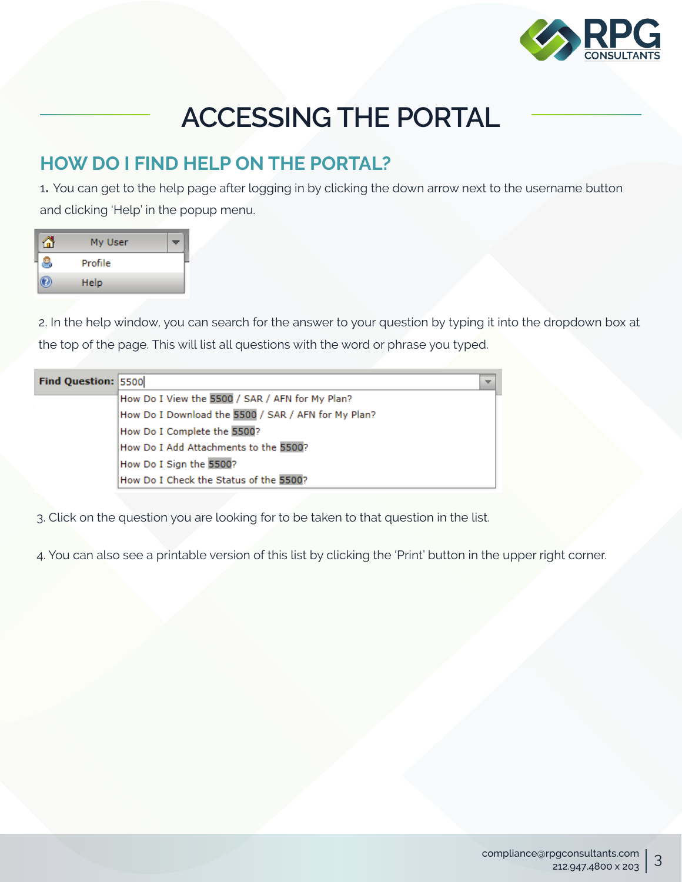# ACCESSING THE PORTAL

## HOW DO I FIND HELP ON THE PORTAL?

1. You can get to the help page after logging in by clicking the down arrow next to the username button and clicking 'Help' in the popup menu.

2. In the help window, you can search for the answer to your question by typing it into the dropdown box at the top of the page. This will list all questions with the word or phrase you typed.

3. Click on the question you are looking for to be taken to that question in the list.

4. You can also see a printable version of this list by clicking the 'Print' button in the upper right corner.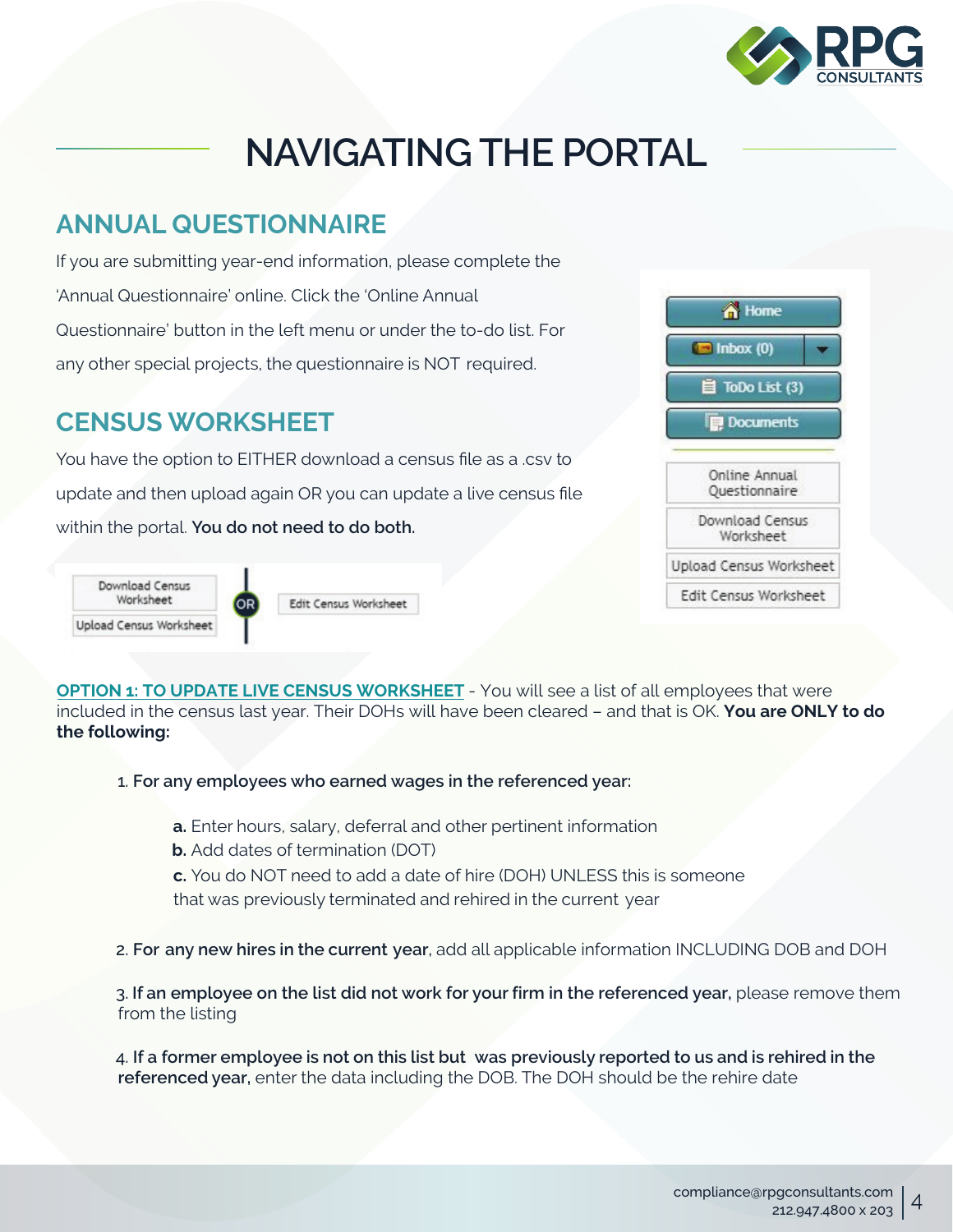# NAVIGATING THE PORTAL

## ANNUAL QUESTIONNAIRE

If you are submitting year-end information, please complete the 'Annual Questionnaire' online. Click the 'Online Annual Questionnaire' button in the left menu or under the to-do list. For any other special projects, the questionnaire is NOT required.

## CENSUS WORKSHEET

You have the option to EITHER download a census file as a .csv to update and then upload again OR you can update a live census file within the portal. **You do not need to do both.**

**OPTION 1: TO UPDATE LIVE CENSUS WORKSHEET** - You will see a list of all employees that were included in the census last year. Their DOHs will have been cleared – and that is OK. **You are ONLY to do the following:**

1. **For any employees who earned wages in the referenced year:**
   - **a.** Enter hours, salary, deferral and other pertinent information
   - **b.** Add dates of termination (DOT)
   - **c.** You do NOT need to add a date of hire (DOH) UNLESS this is someone that was previously terminated and rehired in the current year
2. **For any new hires in the current year**, add all applicable information INCLUDING DOB and DOH
3. **If an employee on the list did not work for your firm in the referenced year,** please remove them from the listing
4. **If a former employee is not on this list but was previously reported to us and is rehired in the referenced year,** enter the data including the DOB. The DOH should be the rehire date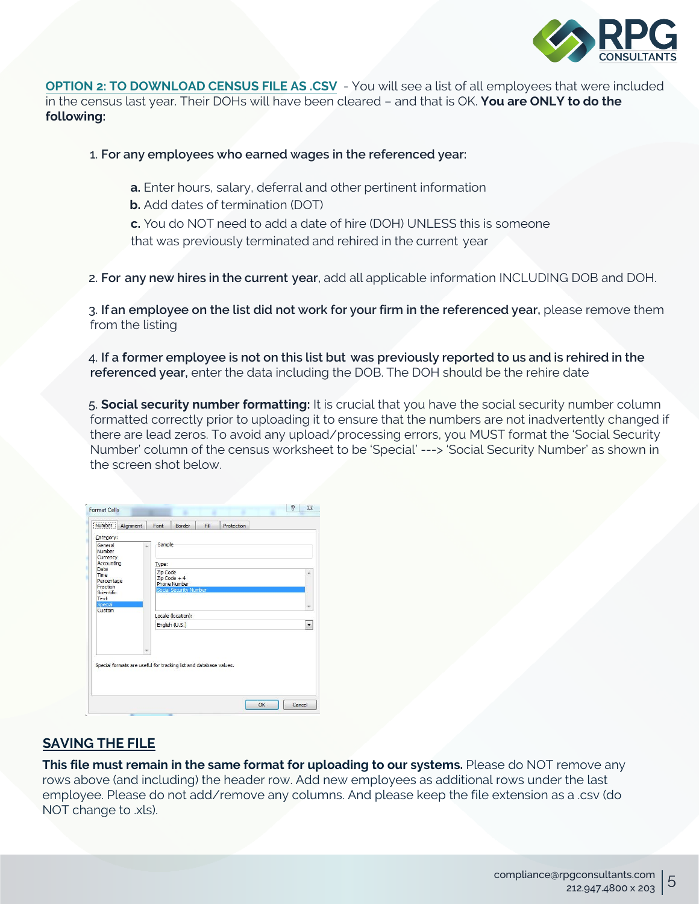**OPTION 2: TO DOWNLOAD CENSUS FILE AS .CSV** - You will see a list of all employees that were included in the census last year. Their DOHs will have been cleared – and that is OK. **You are ONLY to do the following:**

1. **For any employees who earned wages in the referenced year:**

   **a.** Enter hours, salary, deferral and other pertinent information

   **b.** Add dates of termination (DOT)

   **c.** You do NOT need to add a date of hire (DOH) UNLESS this is someone that was previously terminated and rehired in the current year

2. **For any new hires in the current year**, add all applicable information INCLUDING DOB and DOH.

3. **If an employee on the list did not work for your firm in the referenced year,** please remove them from the listing

4. **If a former employee is not on this list but was previously reported to us and is rehired in the referenced year,** enter the data including the DOB. The DOH should be the rehire date

5. **Social security number formatting:** It is crucial that you have the social security number column formatted correctly prior to uploading it to ensure that the numbers are not inadvertently changed if there are lead zeros. To avoid any upload/processing errors, you MUST format the 'Social Security Number' column of the census worksheet to be 'Special' ---> 'Social Security Number' as shown in the screen shot below.

## SAVING THE FILE

**This file must remain in the same format for uploading to our systems.** Please do NOT remove any rows above (and including) the header row. Add new employees as additional rows under the last employee. Please do not add/remove any columns. And please keep the file extension as a .csv (do NOT change to .xls).

compliance@rpgconsultants.com
212.947.4800 x 203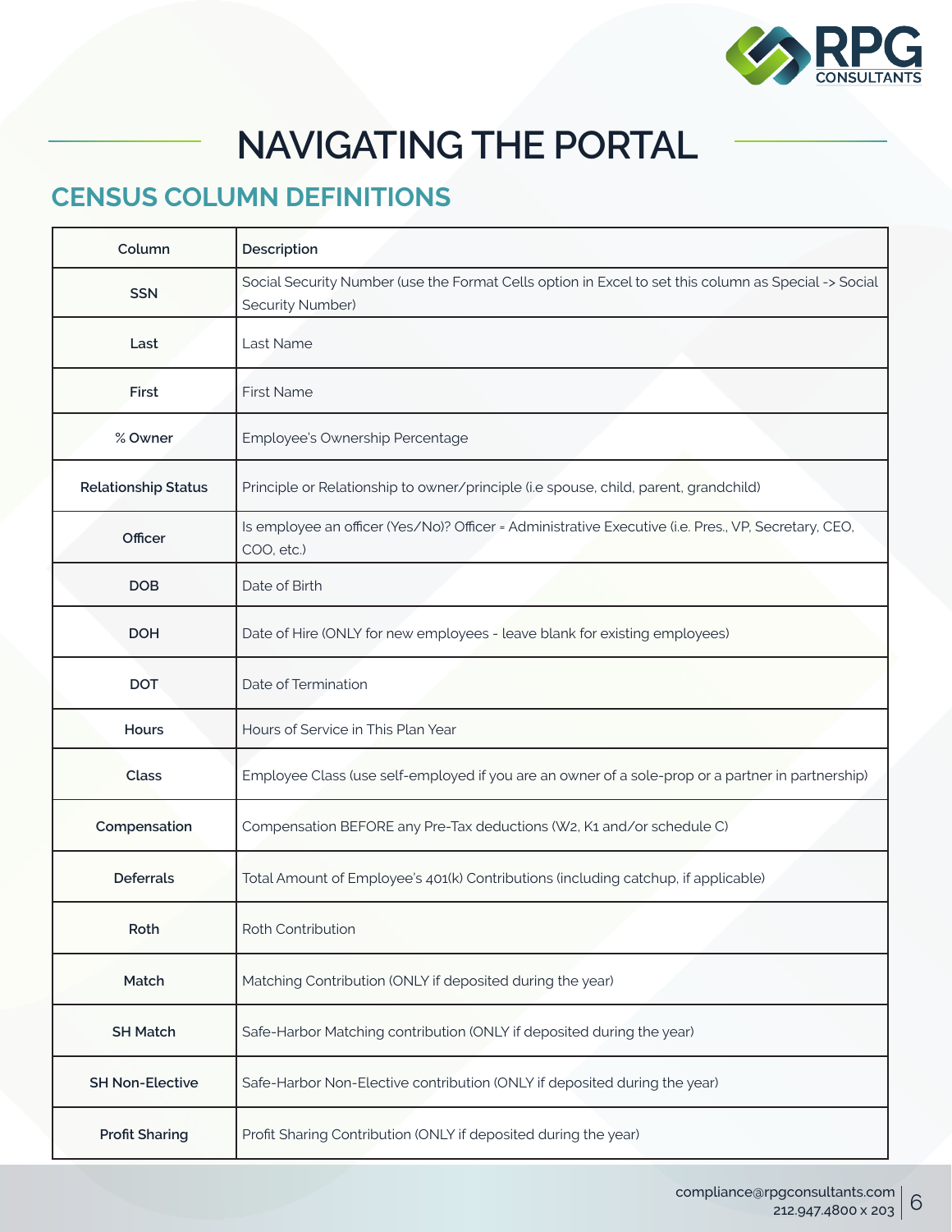# NAVIGATING THE PORTAL

## CENSUS COLUMN DEFINITIONS

| Column | Description |
|---|---|
| SSN | Social Security Number (use the Format Cells option in Excel to set this column as Special -> Social Security Number) |
| Last | Last Name |
| First | First Name |
| % Owner | Employee's Ownership Percentage |
| Relationship Status | Principle or Relationship to owner/principle (i.e spouse, child, parent, grandchild) |
| Officer | Is employee an officer (Yes/No)? Officer = Administrative Executive (i.e. Pres., VP, Secretary, CEO, COO, etc.) |
| DOB | Date of Birth |
| DOH | Date of Hire (ONLY for new employees - leave blank for existing employees) |
| DOT | Date of Termination |
| Hours | Hours of Service in This Plan Year |
| Class | Employee Class (use self-employed if you are an owner of a sole-prop or a partner in partnership) |
| Compensation | Compensation BEFORE any Pre-Tax deductions (W2, K1 and/or schedule C) |
| Deferrals | Total Amount of Employee's 401(k) Contributions (including catchup, if applicable) |
| Roth | Roth Contribution |
| Match | Matching Contribution (ONLY if deposited during the year) |
| SH Match | Safe-Harbor Matching contribution (ONLY if deposited during the year) |
| SH Non-Elective | Safe-Harbor Non-Elective contribution (ONLY if deposited during the year) |
| Profit Sharing | Profit Sharing Contribution (ONLY if deposited during the year) |

compliance@rpgconsultants.com
212.947.4800 x 203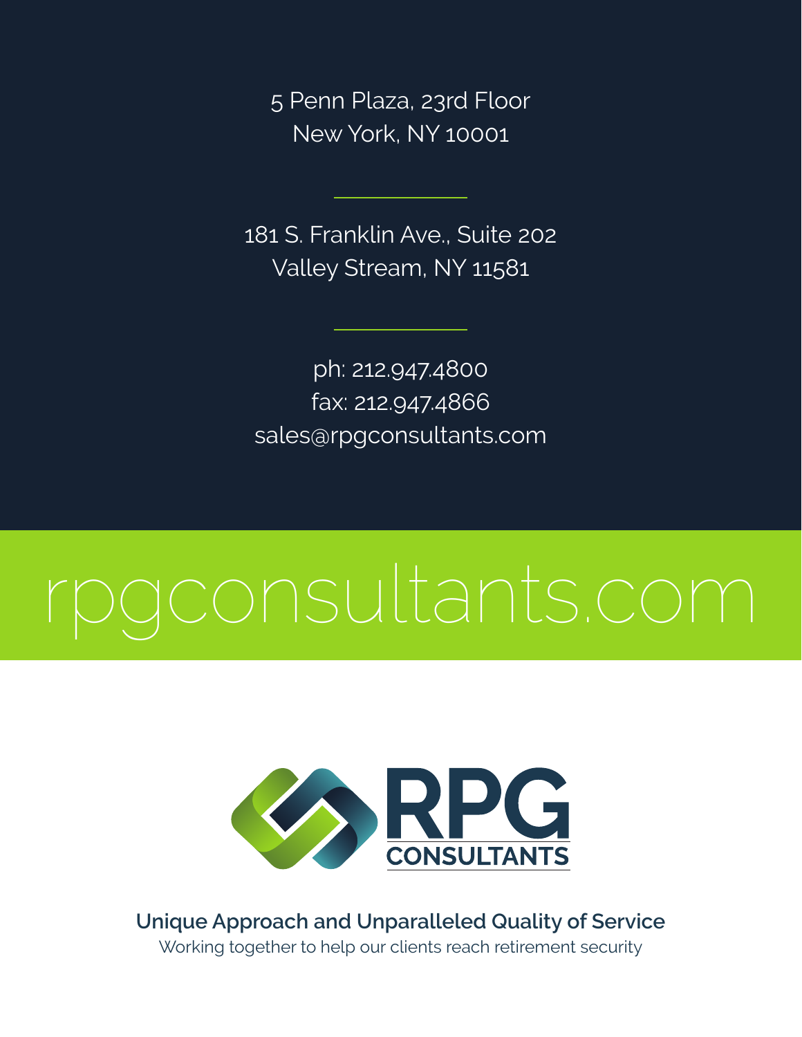5 Penn Plaza, 23rd Floor
New York, NY 10001

181 S. Franklin Ave., Suite 202
Valley Stream, NY 11581

ph: 212.947.4800
fax: 212.947.4866
sales@rpgconsultants.com

rpgconsultants.com

RPG CONSULTANTS

**Unique Approach and Unparalleled Quality of Service**

Working together to help our clients reach retirement security